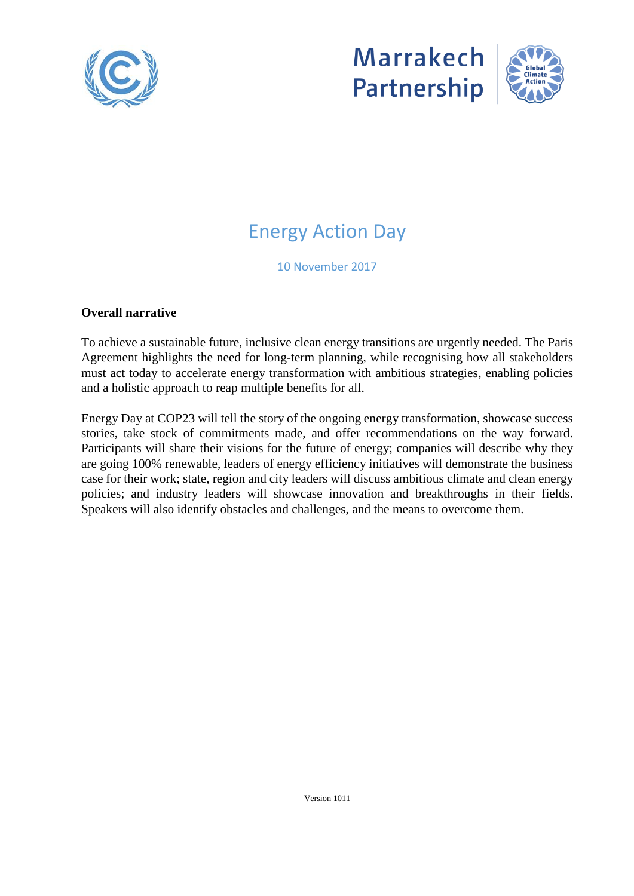Marrakech Partnership

# Energy Action Day

10 November 2017

**Overall narrative**

To achieve a sustainable future, inclusive clean energy transitions are urgently needed. The Paris Agreement highlights the need for long-term planning, while recognising how all stakeholders must act today to accelerate energy transformation with ambitious strategies, enabling policies and a holistic approach to reap multiple benefits for all.

Energy Day at COP23 will tell the story of the ongoing energy transformation, showcase success stories, take stock of commitments made, and offer recommendations on the way forward. Participants will share their visions for the future of energy; companies will describe why they are going 100% renewable, leaders of energy efficiency initiatives will demonstrate the business case for their work; state, region and city leaders will discuss ambitious climate and clean energy policies; and industry leaders will showcase innovation and breakthroughs in their fields. Speakers will also identify obstacles and challenges, and the means to overcome them.

Version 1011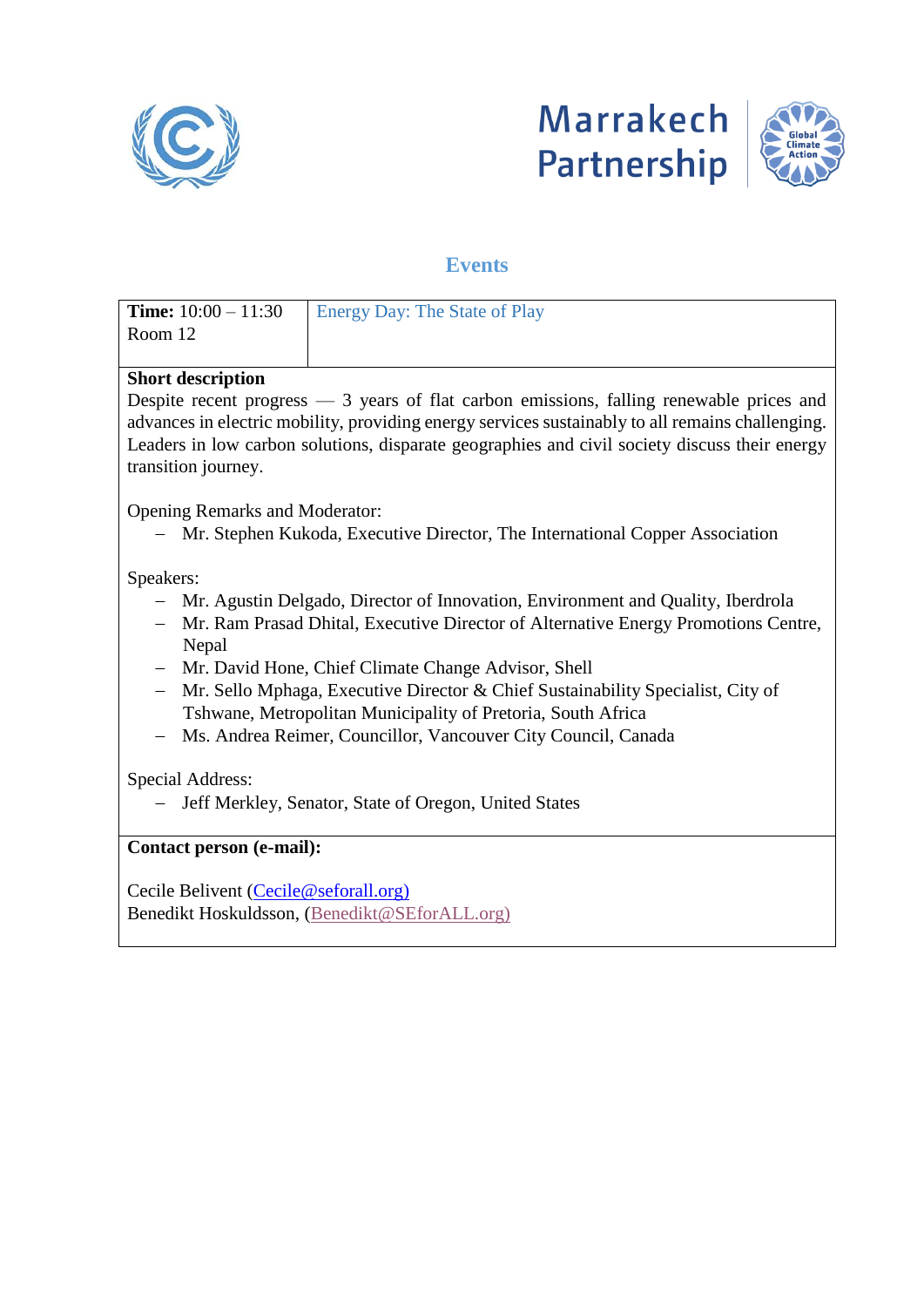Marrakech Partnership

Global Climate Action

## Events

| **Time:** 10:00 – 11:30<br>Room 12 | Energy Day: The State of Play |
|---|---|

**Short description**

Despite recent progress — 3 years of flat carbon emissions, falling renewable prices and advances in electric mobility, providing energy services sustainably to all remains challenging. Leaders in low carbon solutions, disparate geographies and civil society discuss their energy transition journey.

Opening Remarks and Moderator:

- Mr. Stephen Kukoda, Executive Director, The International Copper Association

Speakers:

- Mr. Agustin Delgado, Director of Innovation, Environment and Quality, Iberdrola
- Mr. Ram Prasad Dhital, Executive Director of Alternative Energy Promotions Centre, Nepal
- Mr. David Hone, Chief Climate Change Advisor, Shell
- Mr. Sello Mphaga, Executive Director & Chief Sustainability Specialist, City of Tshwane, Metropolitan Municipality of Pretoria, South Africa
- Ms. Andrea Reimer, Councillor, Vancouver City Council, Canada

Special Address:

- Jeff Merkley, Senator, State of Oregon, United States

**Contact person (e-mail):**

Cecile Belivent (Cecile@seforall.org)
Benedikt Hoskuldsson, (Benedikt@SEforALL.org)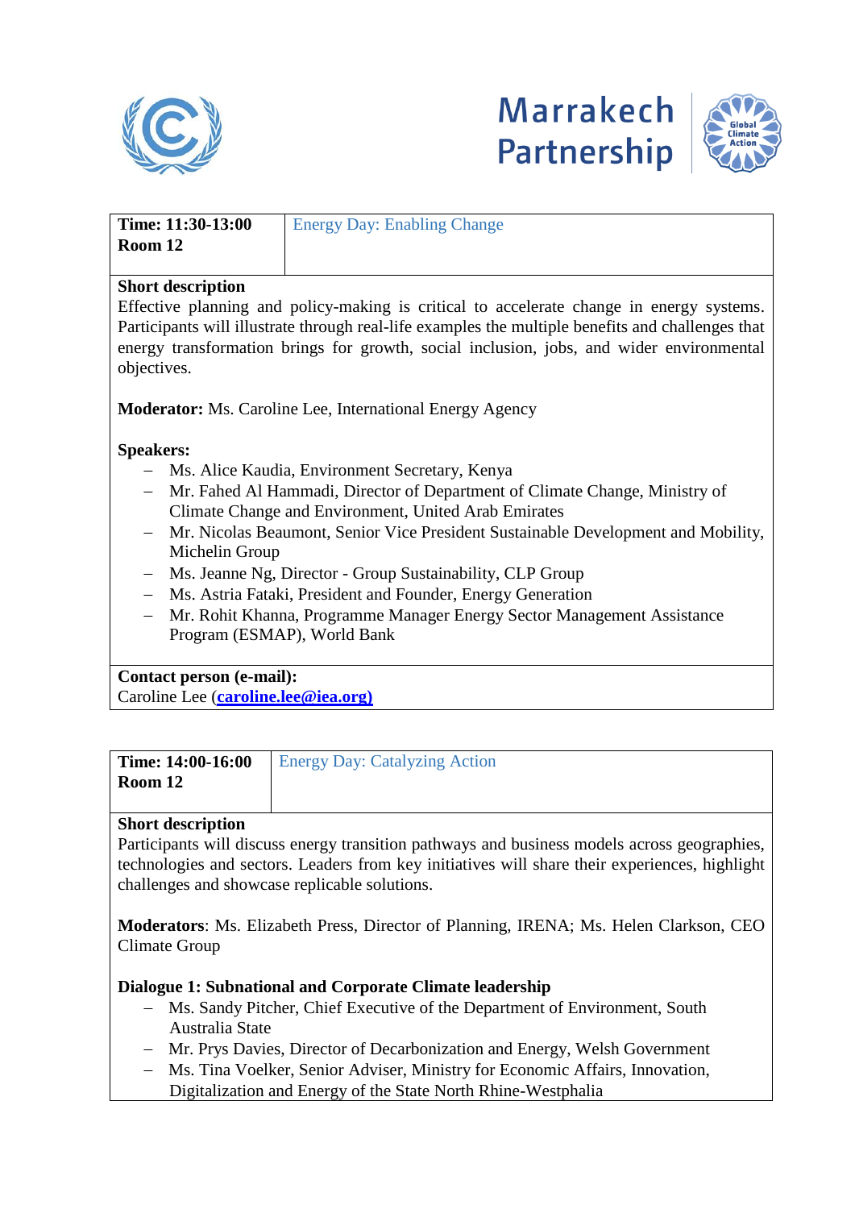| **Time: 11:30-13:00**<br>**Room 12** | Energy Day: Enabling Change |
|---|---|

**Short description**

Effective planning and policy-making is critical to accelerate change in energy systems. Participants will illustrate through real-life examples the multiple benefits and challenges that energy transformation brings for growth, social inclusion, jobs, and wider environmental objectives.

**Moderator:** Ms. Caroline Lee, International Energy Agency

**Speakers:**

- Ms. Alice Kaudia, Environment Secretary, Kenya
- Mr. Fahed Al Hammadi, Director of Department of Climate Change, Ministry of Climate Change and Environment, United Arab Emirates
- Mr. Nicolas Beaumont, Senior Vice President Sustainable Development and Mobility, Michelin Group
- Ms. Jeanne Ng, Director - Group Sustainability, CLP Group
- Ms. Astria Fataki, President and Founder, Energy Generation
- Mr. Rohit Khanna, Programme Manager Energy Sector Management Assistance Program (ESMAP), World Bank

**Contact person (e-mail):**

Caroline Lee (**caroline.lee@iea.org)**

| **Time: 14:00-16:00**<br>**Room 12** | Energy Day: Catalyzing Action |
|---|---|

**Short description**

Participants will discuss energy transition pathways and business models across geographies, technologies and sectors. Leaders from key initiatives will share their experiences, highlight challenges and showcase replicable solutions.

**Moderators**: Ms. Elizabeth Press, Director of Planning, IRENA; Ms. Helen Clarkson, CEO Climate Group

**Dialogue 1: Subnational and Corporate Climate leadership**

- Ms. Sandy Pitcher, Chief Executive of the Department of Environment, South Australia State
- Mr. Prys Davies, Director of Decarbonization and Energy, Welsh Government
- Ms. Tina Voelker, Senior Adviser, Ministry for Economic Affairs, Innovation, Digitalization and Energy of the State North Rhine-Westphalia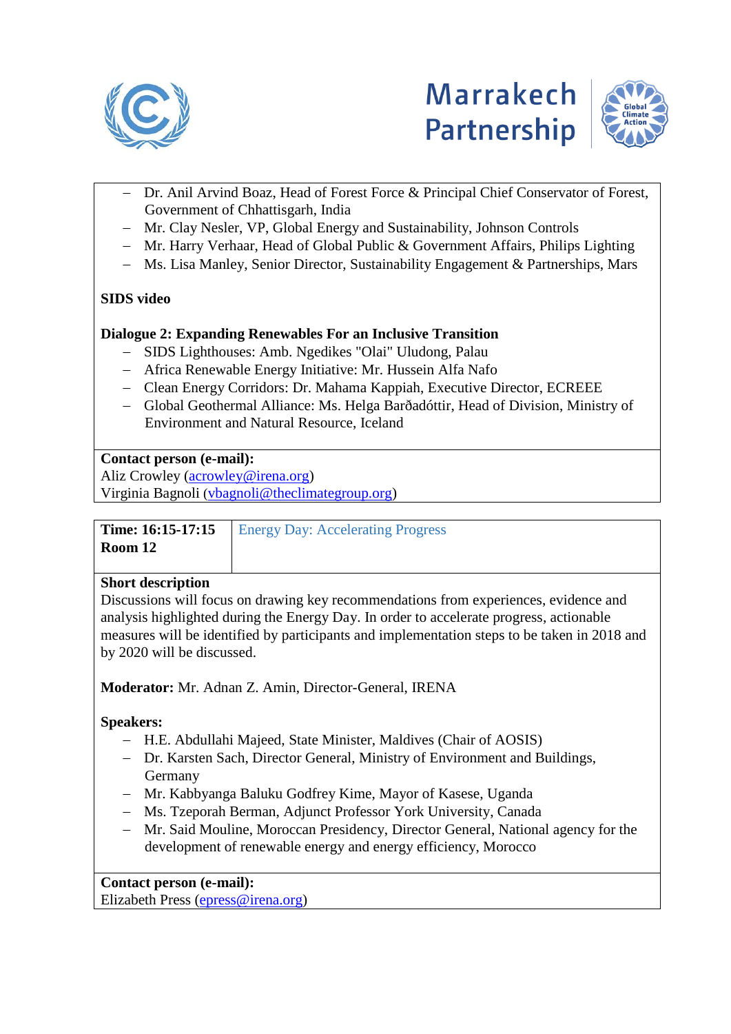- Dr. Anil Arvind Boaz, Head of Forest Force & Principal Chief Conservator of Forest, Government of Chhattisgarh, India
- Mr. Clay Nesler, VP, Global Energy and Sustainability, Johnson Controls
- Mr. Harry Verhaar, Head of Global Public & Government Affairs, Philips Lighting
- Ms. Lisa Manley, Senior Director, Sustainability Engagement & Partnerships, Mars

**SIDS video**

**Dialogue 2: Expanding Renewables For an Inclusive Transition**

- SIDS Lighthouses: Amb. Ngedikes "Olai" Uludong, Palau
- Africa Renewable Energy Initiative: Mr. Hussein Alfa Nafo
- Clean Energy Corridors: Dr. Mahama Kappiah, Executive Director, ECREEE
- Global Geothermal Alliance: Ms. Helga Barðadóttir, Head of Division, Ministry of Environment and Natural Resource, Iceland

**Contact person (e-mail):**
Aliz Crowley (acrowley@irena.org)
Virginia Bagnoli (vbagnoli@theclimategroup.org)

| | |
|---|---|
| **Time: 16:15-17:15**<br>**Room 12** | Energy Day: Accelerating Progress |

**Short description**
Discussions will focus on drawing key recommendations from experiences, evidence and analysis highlighted during the Energy Day. In order to accelerate progress, actionable measures will be identified by participants and implementation steps to be taken in 2018 and by 2020 will be discussed.

**Moderator:** Mr. Adnan Z. Amin, Director-General, IRENA

**Speakers:**

- H.E. Abdullahi Majeed, State Minister, Maldives (Chair of AOSIS)
- Dr. Karsten Sach, Director General, Ministry of Environment and Buildings, Germany
- Mr. Kabbyanga Baluku Godfrey Kime, Mayor of Kasese, Uganda
- Ms. Tzeporah Berman, Adjunct Professor York University, Canada
- Mr. Said Mouline, Moroccan Presidency, Director General, National agency for the development of renewable energy and energy efficiency, Morocco

**Contact person (e-mail):**
Elizabeth Press (epress@irena.org)